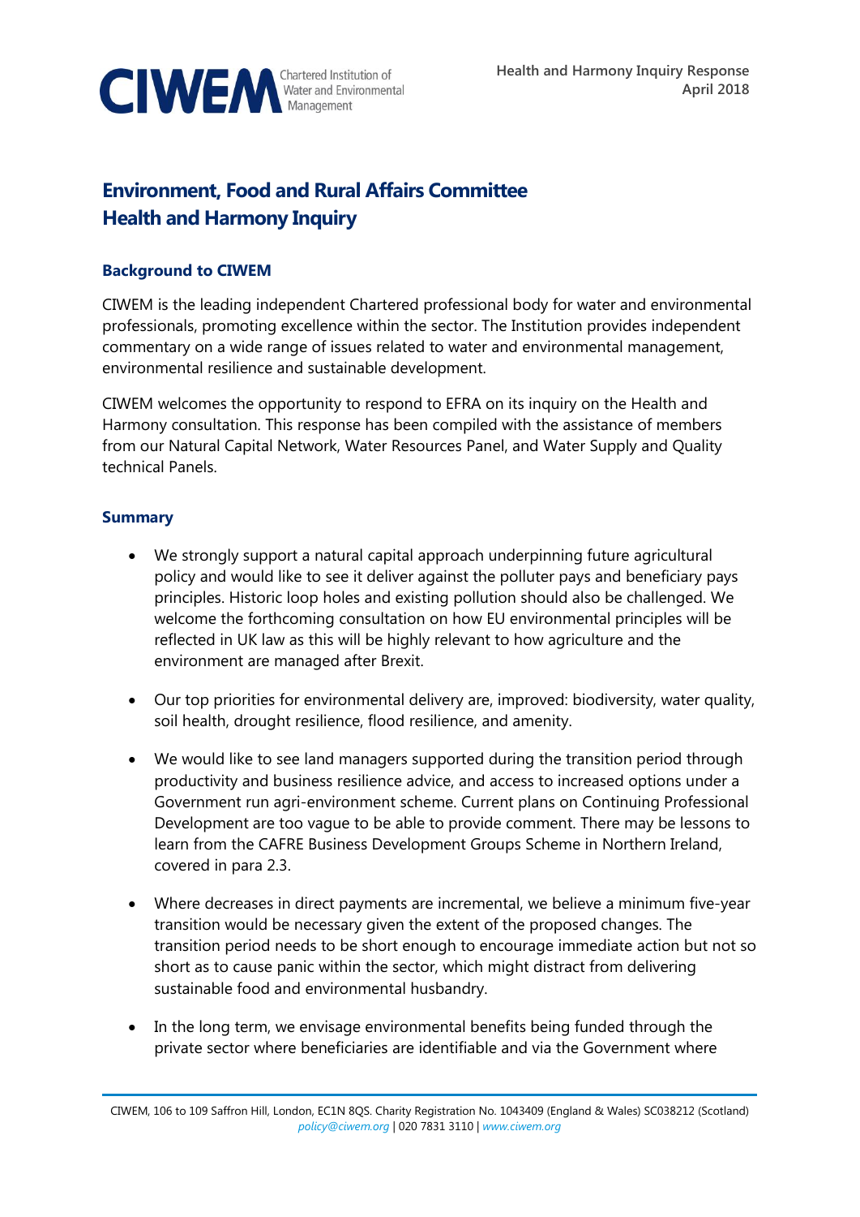CIWEM Chartered Institution of Water and Environmental Management

Health and Harmony Inquiry Response
April 2018

# Environment, Food and Rural Affairs Committee
# Health and Harmony Inquiry

## Background to CIWEM

CIWEM is the leading independent Chartered professional body for water and environmental professionals, promoting excellence within the sector. The Institution provides independent commentary on a wide range of issues related to water and environmental management, environmental resilience and sustainable development.

CIWEM welcomes the opportunity to respond to EFRA on its inquiry on the Health and Harmony consultation. This response has been compiled with the assistance of members from our Natural Capital Network, Water Resources Panel, and Water Supply and Quality technical Panels.

## Summary

- We strongly support a natural capital approach underpinning future agricultural policy and would like to see it deliver against the polluter pays and beneficiary pays principles. Historic loop holes and existing pollution should also be challenged. We welcome the forthcoming consultation on how EU environmental principles will be reflected in UK law as this will be highly relevant to how agriculture and the environment are managed after Brexit.

- Our top priorities for environmental delivery are, improved: biodiversity, water quality, soil health, drought resilience, flood resilience, and amenity.

- We would like to see land managers supported during the transition period through productivity and business resilience advice, and access to increased options under a Government run agri-environment scheme. Current plans on Continuing Professional Development are too vague to be able to provide comment. There may be lessons to learn from the CAFRE Business Development Groups Scheme in Northern Ireland, covered in para 2.3.

- Where decreases in direct payments are incremental, we believe a minimum five-year transition would be necessary given the extent of the proposed changes. The transition period needs to be short enough to encourage immediate action but not so short as to cause panic within the sector, which might distract from delivering sustainable food and environmental husbandry.

- In the long term, we envisage environmental benefits being funded through the private sector where beneficiaries are identifiable and via the Government where

CIWEM, 106 to 109 Saffron Hill, London, EC1N 8QS. Charity Registration No. 1043409 (England & Wales) SC038212 (Scotland)
policy@ciwem.org | 020 7831 3110 | www.ciwem.org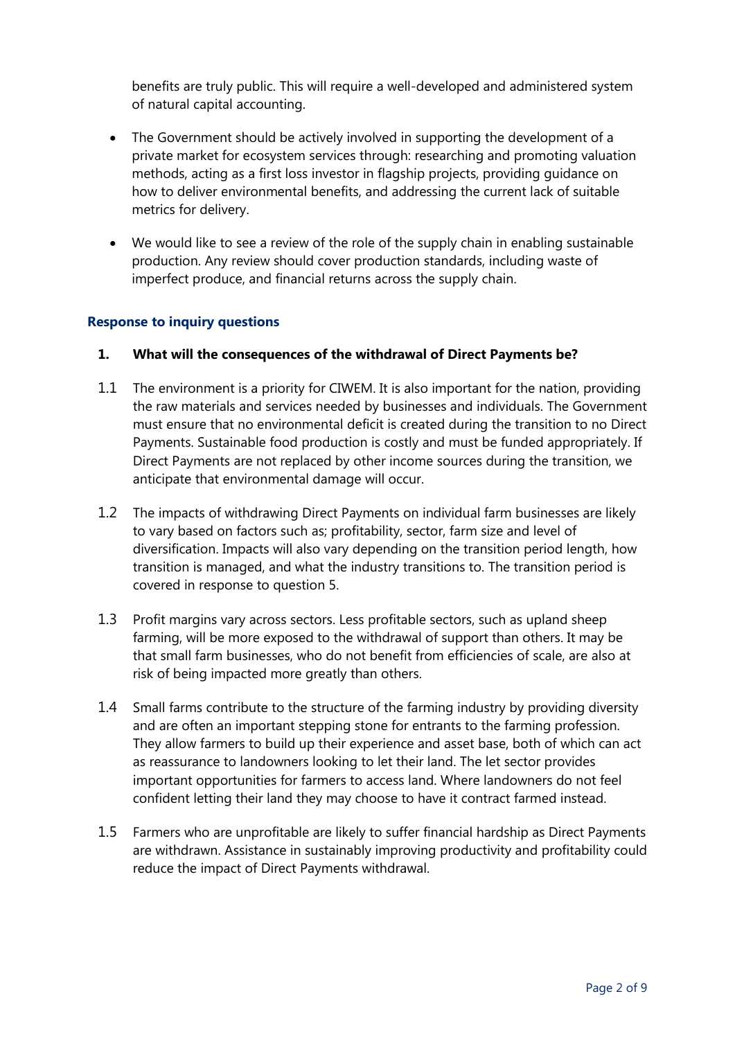benefits are truly public. This will require a well-developed and administered system of natural capital accounting.

- The Government should be actively involved in supporting the development of a private market for ecosystem services through: researching and promoting valuation methods, acting as a first loss investor in flagship projects, providing guidance on how to deliver environmental benefits, and addressing the current lack of suitable metrics for delivery.

- We would like to see a review of the role of the supply chain in enabling sustainable production. Any review should cover production standards, including waste of imperfect produce, and financial returns across the supply chain.

## Response to inquiry questions

### 1. What will the consequences of the withdrawal of Direct Payments be?

1.1 The environment is a priority for CIWEM. It is also important for the nation, providing the raw materials and services needed by businesses and individuals. The Government must ensure that no environmental deficit is created during the transition to no Direct Payments. Sustainable food production is costly and must be funded appropriately. If Direct Payments are not replaced by other income sources during the transition, we anticipate that environmental damage will occur.

1.2 The impacts of withdrawing Direct Payments on individual farm businesses are likely to vary based on factors such as; profitability, sector, farm size and level of diversification. Impacts will also vary depending on the transition period length, how transition is managed, and what the industry transitions to. The transition period is covered in response to question 5.

1.3 Profit margins vary across sectors. Less profitable sectors, such as upland sheep farming, will be more exposed to the withdrawal of support than others. It may be that small farm businesses, who do not benefit from efficiencies of scale, are also at risk of being impacted more greatly than others.

1.4 Small farms contribute to the structure of the farming industry by providing diversity and are often an important stepping stone for entrants to the farming profession. They allow farmers to build up their experience and asset base, both of which can act as reassurance to landowners looking to let their land. The let sector provides important opportunities for farmers to access land. Where landowners do not feel confident letting their land they may choose to have it contract farmed instead.

1.5 Farmers who are unprofitable are likely to suffer financial hardship as Direct Payments are withdrawn. Assistance in sustainably improving productivity and profitability could reduce the impact of Direct Payments withdrawal.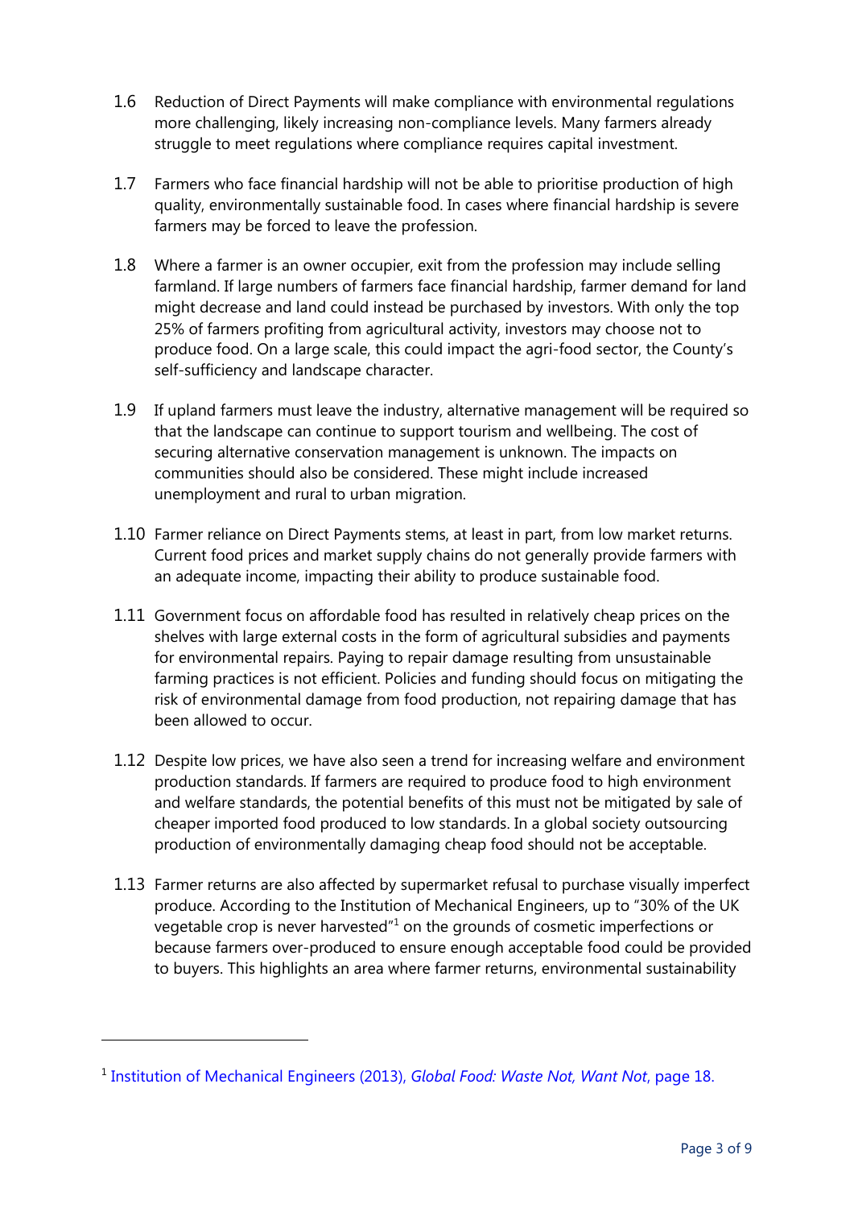1.6 Reduction of Direct Payments will make compliance with environmental regulations more challenging, likely increasing non-compliance levels. Many farmers already struggle to meet regulations where compliance requires capital investment.

1.7 Farmers who face financial hardship will not be able to prioritise production of high quality, environmentally sustainable food. In cases where financial hardship is severe farmers may be forced to leave the profession.

1.8 Where a farmer is an owner occupier, exit from the profession may include selling farmland. If large numbers of farmers face financial hardship, farmer demand for land might decrease and land could instead be purchased by investors. With only the top 25% of farmers profiting from agricultural activity, investors may choose not to produce food. On a large scale, this could impact the agri-food sector, the County's self-sufficiency and landscape character.

1.9 If upland farmers must leave the industry, alternative management will be required so that the landscape can continue to support tourism and wellbeing. The cost of securing alternative conservation management is unknown. The impacts on communities should also be considered. These might include increased unemployment and rural to urban migration.

1.10 Farmer reliance on Direct Payments stems, at least in part, from low market returns. Current food prices and market supply chains do not generally provide farmers with an adequate income, impacting their ability to produce sustainable food.

1.11 Government focus on affordable food has resulted in relatively cheap prices on the shelves with large external costs in the form of agricultural subsidies and payments for environmental repairs. Paying to repair damage resulting from unsustainable farming practices is not efficient. Policies and funding should focus on mitigating the risk of environmental damage from food production, not repairing damage that has been allowed to occur.

1.12 Despite low prices, we have also seen a trend for increasing welfare and environment production standards. If farmers are required to produce food to high environment and welfare standards, the potential benefits of this must not be mitigated by sale of cheaper imported food produced to low standards. In a global society outsourcing production of environmentally damaging cheap food should not be acceptable.

1.13 Farmer returns are also affected by supermarket refusal to purchase visually imperfect produce. According to the Institution of Mechanical Engineers, up to "30% of the UK vegetable crop is never harvested"[1] on the grounds of cosmetic imperfections or because farmers over-produced to ensure enough acceptable food could be provided to buyers. This highlights an area where farmer returns, environmental sustainability

---

[1] Institution of Mechanical Engineers (2013), *Global Food: Waste Not, Want Not*, page 18.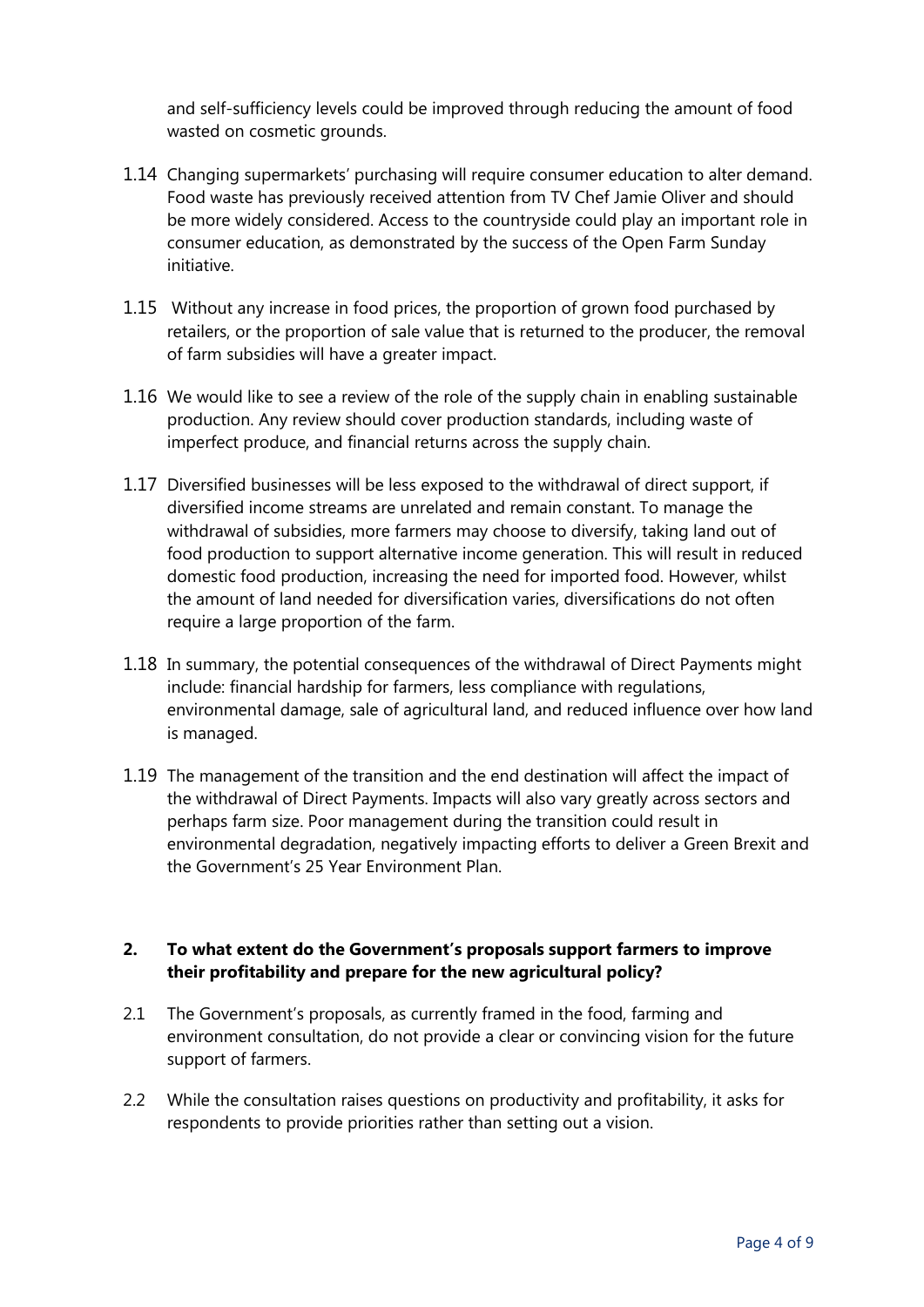and self-sufficiency levels could be improved through reducing the amount of food wasted on cosmetic grounds.

1.14 Changing supermarkets' purchasing will require consumer education to alter demand. Food waste has previously received attention from TV Chef Jamie Oliver and should be more widely considered. Access to the countryside could play an important role in consumer education, as demonstrated by the success of the Open Farm Sunday initiative.

1.15 Without any increase in food prices, the proportion of grown food purchased by retailers, or the proportion of sale value that is returned to the producer, the removal of farm subsidies will have a greater impact.

1.16 We would like to see a review of the role of the supply chain in enabling sustainable production. Any review should cover production standards, including waste of imperfect produce, and financial returns across the supply chain.

1.17 Diversified businesses will be less exposed to the withdrawal of direct support, if diversified income streams are unrelated and remain constant. To manage the withdrawal of subsidies, more farmers may choose to diversify, taking land out of food production to support alternative income generation. This will result in reduced domestic food production, increasing the need for imported food. However, whilst the amount of land needed for diversification varies, diversifications do not often require a large proportion of the farm.

1.18 In summary, the potential consequences of the withdrawal of Direct Payments might include: financial hardship for farmers, less compliance with regulations, environmental damage, sale of agricultural land, and reduced influence over how land is managed.

1.19 The management of the transition and the end destination will affect the impact of the withdrawal of Direct Payments. Impacts will also vary greatly across sectors and perhaps farm size. Poor management during the transition could result in environmental degradation, negatively impacting efforts to deliver a Green Brexit and the Government's 25 Year Environment Plan.

## 2. To what extent do the Government's proposals support farmers to improve their profitability and prepare for the new agricultural policy?

2.1 The Government's proposals, as currently framed in the food, farming and environment consultation, do not provide a clear or convincing vision for the future support of farmers.

2.2 While the consultation raises questions on productivity and profitability, it asks for respondents to provide priorities rather than setting out a vision.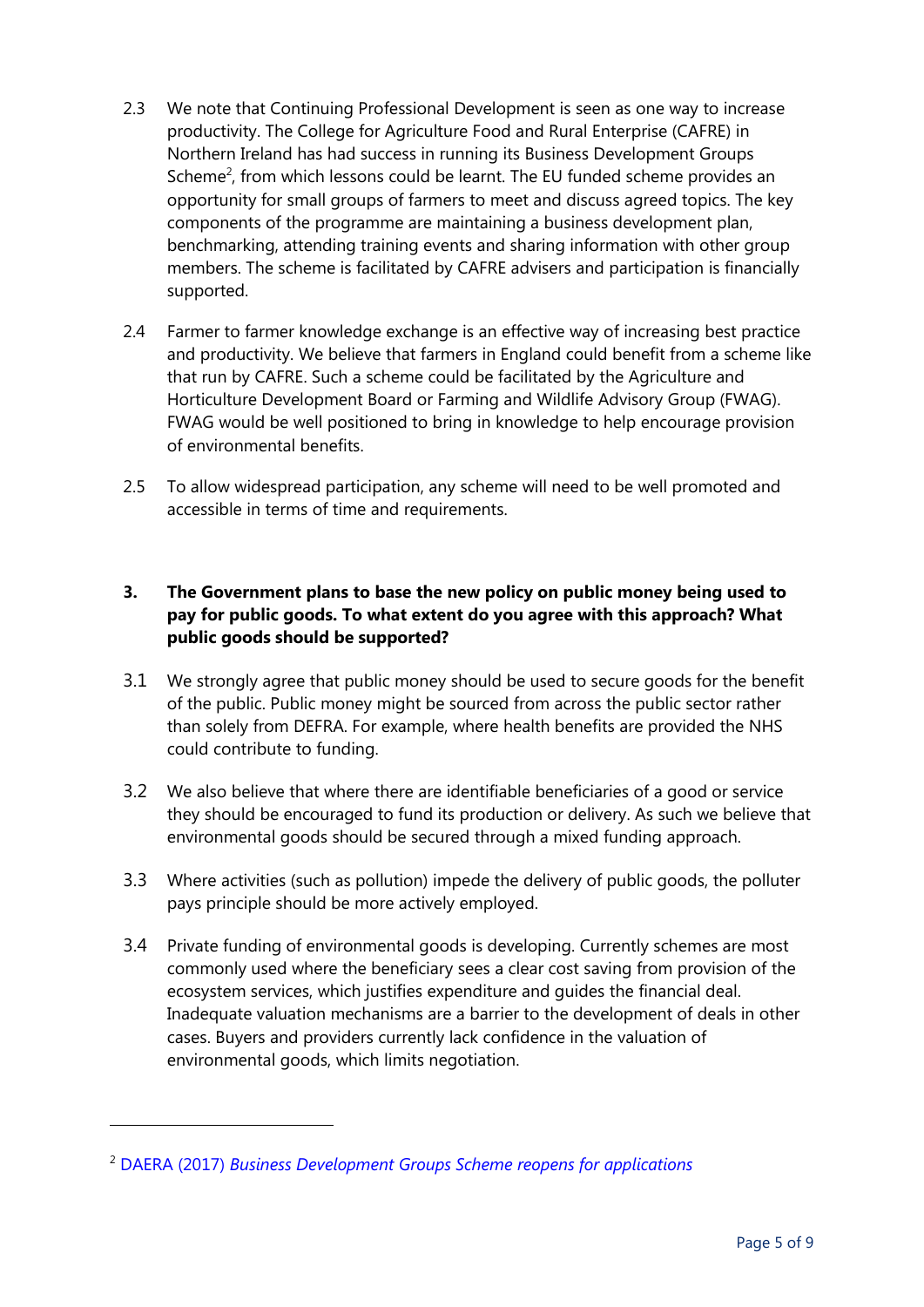2.3 We note that Continuing Professional Development is seen as one way to increase productivity. The College for Agriculture Food and Rural Enterprise (CAFRE) in Northern Ireland has had success in running its Business Development Groups Scheme[2], from which lessons could be learnt. The EU funded scheme provides an opportunity for small groups of farmers to meet and discuss agreed topics. The key components of the programme are maintaining a business development plan, benchmarking, attending training events and sharing information with other group members. The scheme is facilitated by CAFRE advisers and participation is financially supported.

2.4 Farmer to farmer knowledge exchange is an effective way of increasing best practice and productivity. We believe that farmers in England could benefit from a scheme like that run by CAFRE. Such a scheme could be facilitated by the Agriculture and Horticulture Development Board or Farming and Wildlife Advisory Group (FWAG). FWAG would be well positioned to bring in knowledge to help encourage provision of environmental benefits.

2.5 To allow widespread participation, any scheme will need to be well promoted and accessible in terms of time and requirements.

**3. The Government plans to base the new policy on public money being used to pay for public goods. To what extent do you agree with this approach? What public goods should be supported?**

3.1 We strongly agree that public money should be used to secure goods for the benefit of the public. Public money might be sourced from across the public sector rather than solely from DEFRA. For example, where health benefits are provided the NHS could contribute to funding.

3.2 We also believe that where there are identifiable beneficiaries of a good or service they should be encouraged to fund its production or delivery. As such we believe that environmental goods should be secured through a mixed funding approach.

3.3 Where activities (such as pollution) impede the delivery of public goods, the polluter pays principle should be more actively employed.

3.4 Private funding of environmental goods is developing. Currently schemes are most commonly used where the beneficiary sees a clear cost saving from provision of the ecosystem services, which justifies expenditure and guides the financial deal. Inadequate valuation mechanisms are a barrier to the development of deals in other cases. Buyers and providers currently lack confidence in the valuation of environmental goods, which limits negotiation.

---

[2] DAERA (2017) *Business Development Groups Scheme reopens for applications*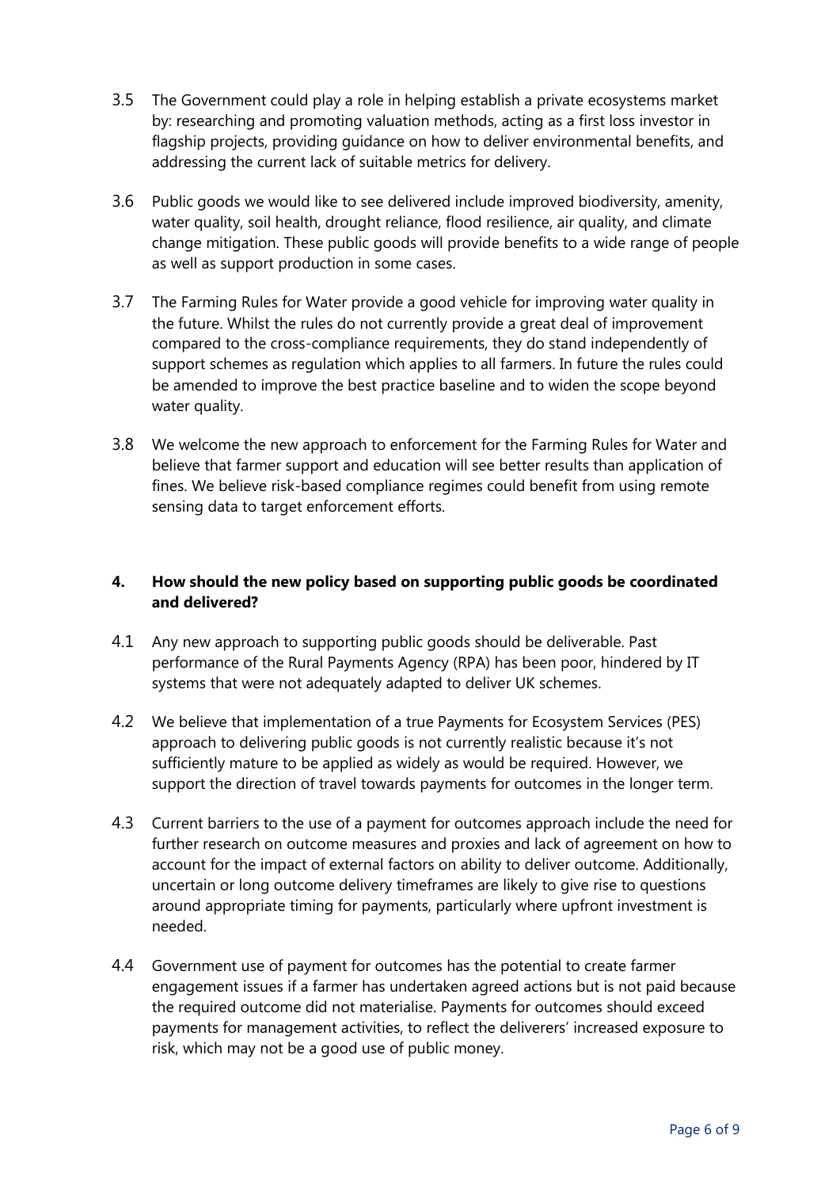3.5 The Government could play a role in helping establish a private ecosystems market by: researching and promoting valuation methods, acting as a first loss investor in flagship projects, providing guidance on how to deliver environmental benefits, and addressing the current lack of suitable metrics for delivery.

3.6 Public goods we would like to see delivered include improved biodiversity, amenity, water quality, soil health, drought reliance, flood resilience, air quality, and climate change mitigation. These public goods will provide benefits to a wide range of people as well as support production in some cases.

3.7 The Farming Rules for Water provide a good vehicle for improving water quality in the future. Whilst the rules do not currently provide a great deal of improvement compared to the cross-compliance requirements, they do stand independently of support schemes as regulation which applies to all farmers. In future the rules could be amended to improve the best practice baseline and to widen the scope beyond water quality.

3.8 We welcome the new approach to enforcement for the Farming Rules for Water and believe that farmer support and education will see better results than application of fines. We believe risk-based compliance regimes could benefit from using remote sensing data to target enforcement efforts.

## 4. How should the new policy based on supporting public goods be coordinated and delivered?

4.1 Any new approach to supporting public goods should be deliverable. Past performance of the Rural Payments Agency (RPA) has been poor, hindered by IT systems that were not adequately adapted to deliver UK schemes.

4.2 We believe that implementation of a true Payments for Ecosystem Services (PES) approach to delivering public goods is not currently realistic because it's not sufficiently mature to be applied as widely as would be required. However, we support the direction of travel towards payments for outcomes in the longer term.

4.3 Current barriers to the use of a payment for outcomes approach include the need for further research on outcome measures and proxies and lack of agreement on how to account for the impact of external factors on ability to deliver outcome. Additionally, uncertain or long outcome delivery timeframes are likely to give rise to questions around appropriate timing for payments, particularly where upfront investment is needed.

4.4 Government use of payment for outcomes has the potential to create farmer engagement issues if a farmer has undertaken agreed actions but is not paid because the required outcome did not materialise. Payments for outcomes should exceed payments for management activities, to reflect the deliverers' increased exposure to risk, which may not be a good use of public money.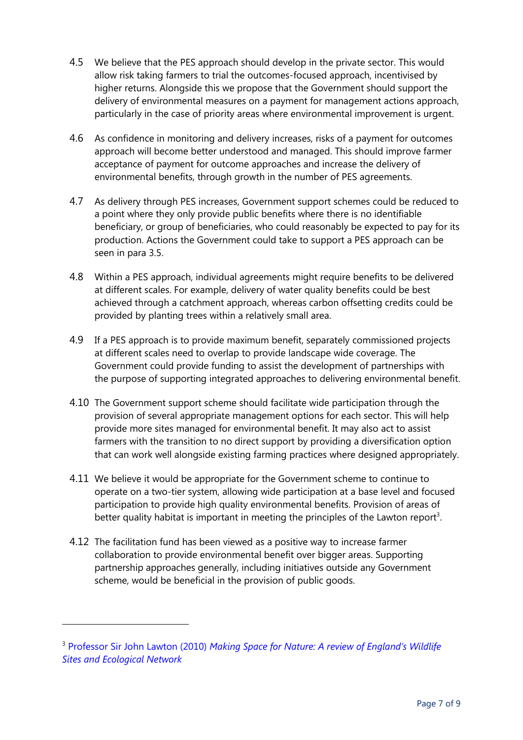4.5 We believe that the PES approach should develop in the private sector. This would allow risk taking farmers to trial the outcomes-focused approach, incentivised by higher returns. Alongside this we propose that the Government should support the delivery of environmental measures on a payment for management actions approach, particularly in the case of priority areas where environmental improvement is urgent.

4.6 As confidence in monitoring and delivery increases, risks of a payment for outcomes approach will become better understood and managed. This should improve farmer acceptance of payment for outcome approaches and increase the delivery of environmental benefits, through growth in the number of PES agreements.

4.7 As delivery through PES increases, Government support schemes could be reduced to a point where they only provide public benefits where there is no identifiable beneficiary, or group of beneficiaries, who could reasonably be expected to pay for its production. Actions the Government could take to support a PES approach can be seen in para 3.5.

4.8 Within a PES approach, individual agreements might require benefits to be delivered at different scales. For example, delivery of water quality benefits could be best achieved through a catchment approach, whereas carbon offsetting credits could be provided by planting trees within a relatively small area.

4.9 If a PES approach is to provide maximum benefit, separately commissioned projects at different scales need to overlap to provide landscape wide coverage. The Government could provide funding to assist the development of partnerships with the purpose of supporting integrated approaches to delivering environmental benefit.

4.10 The Government support scheme should facilitate wide participation through the provision of several appropriate management options for each sector. This will help provide more sites managed for environmental benefit. It may also act to assist farmers with the transition to no direct support by providing a diversification option that can work well alongside existing farming practices where designed appropriately.

4.11 We believe it would be appropriate for the Government scheme to continue to operate on a two-tier system, allowing wide participation at a base level and focused participation to provide high quality environmental benefits. Provision of areas of better quality habitat is important in meeting the principles of the Lawton report[3].

4.12 The facilitation fund has been viewed as a positive way to increase farmer collaboration to provide environmental benefit over bigger areas. Supporting partnership approaches generally, including initiatives outside any Government scheme, would be beneficial in the provision of public goods.

---

[3] Professor Sir John Lawton (2010) *Making Space for Nature: A review of England's Wildlife Sites and Ecological Network*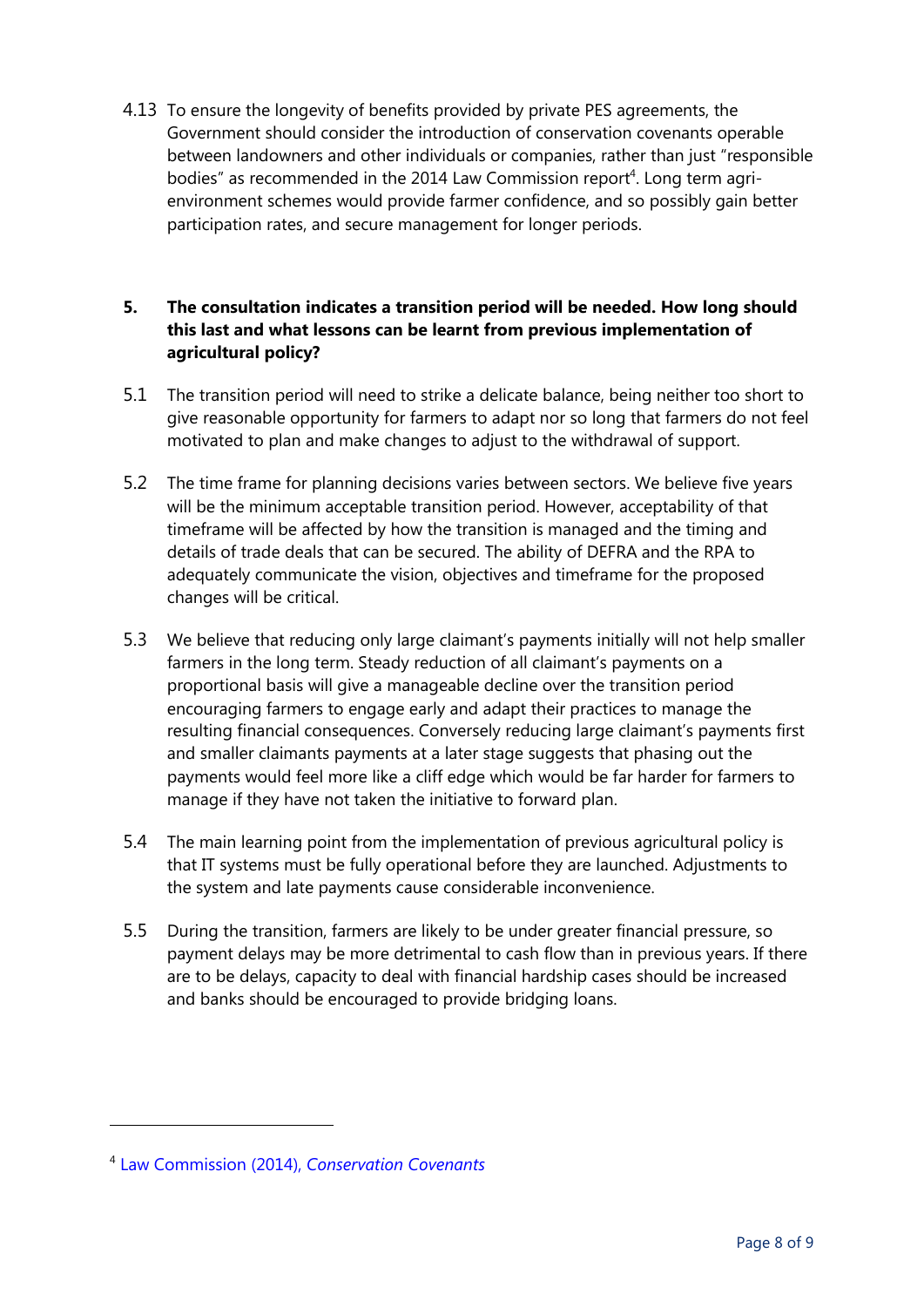4.13 To ensure the longevity of benefits provided by private PES agreements, the Government should consider the introduction of conservation covenants operable between landowners and other individuals or companies, rather than just "responsible bodies" as recommended in the 2014 Law Commission report[4]. Long term agri-environment schemes would provide farmer confidence, and so possibly gain better participation rates, and secure management for longer periods.

**5. The consultation indicates a transition period will be needed. How long should this last and what lessons can be learnt from previous implementation of agricultural policy?**

5.1 The transition period will need to strike a delicate balance, being neither too short to give reasonable opportunity for farmers to adapt nor so long that farmers do not feel motivated to plan and make changes to adjust to the withdrawal of support.

5.2 The time frame for planning decisions varies between sectors. We believe five years will be the minimum acceptable transition period. However, acceptability of that timeframe will be affected by how the transition is managed and the timing and details of trade deals that can be secured. The ability of DEFRA and the RPA to adequately communicate the vision, objectives and timeframe for the proposed changes will be critical.

5.3 We believe that reducing only large claimant's payments initially will not help smaller farmers in the long term. Steady reduction of all claimant's payments on a proportional basis will give a manageable decline over the transition period encouraging farmers to engage early and adapt their practices to manage the resulting financial consequences. Conversely reducing large claimant's payments first and smaller claimants payments at a later stage suggests that phasing out the payments would feel more like a cliff edge which would be far harder for farmers to manage if they have not taken the initiative to forward plan.

5.4 The main learning point from the implementation of previous agricultural policy is that IT systems must be fully operational before they are launched. Adjustments to the system and late payments cause considerable inconvenience.

5.5 During the transition, farmers are likely to be under greater financial pressure, so payment delays may be more detrimental to cash flow than in previous years. If there are to be delays, capacity to deal with financial hardship cases should be increased and banks should be encouraged to provide bridging loans.

---

[4] Law Commission (2014), *Conservation Covenants*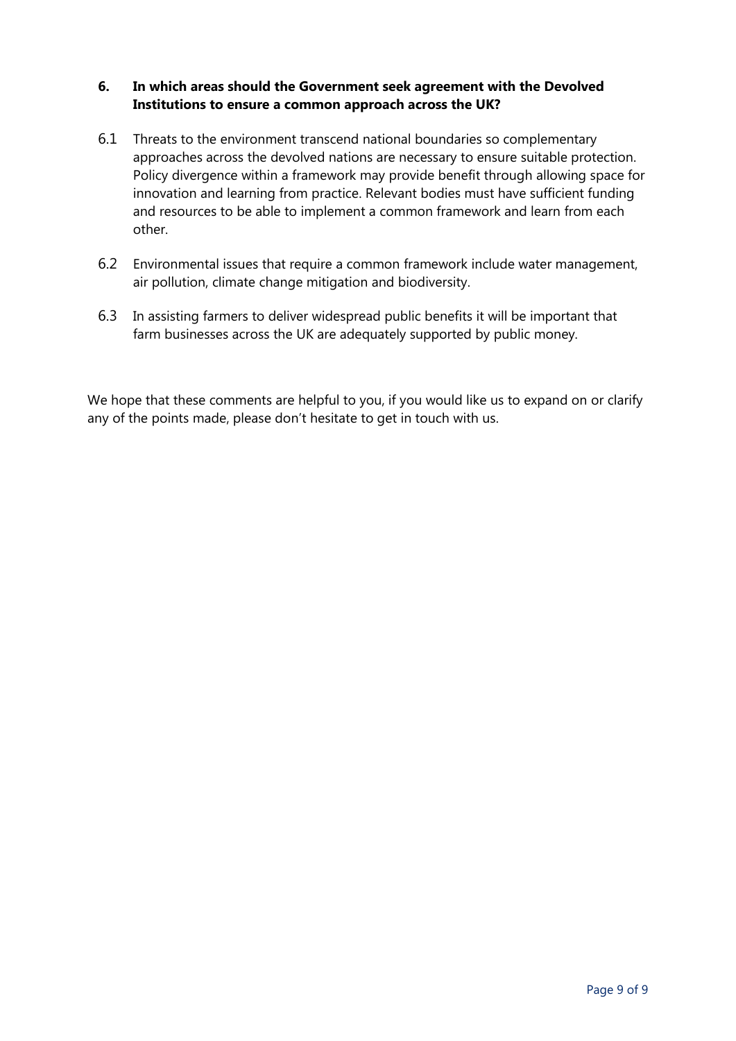**6. In which areas should the Government seek agreement with the Devolved Institutions to ensure a common approach across the UK?**

6.1 Threats to the environment transcend national boundaries so complementary approaches across the devolved nations are necessary to ensure suitable protection. Policy divergence within a framework may provide benefit through allowing space for innovation and learning from practice. Relevant bodies must have sufficient funding and resources to be able to implement a common framework and learn from each other.

6.2 Environmental issues that require a common framework include water management, air pollution, climate change mitigation and biodiversity.

6.3 In assisting farmers to deliver widespread public benefits it will be important that farm businesses across the UK are adequately supported by public money.

We hope that these comments are helpful to you, if you would like us to expand on or clarify any of the points made, please don't hesitate to get in touch with us.